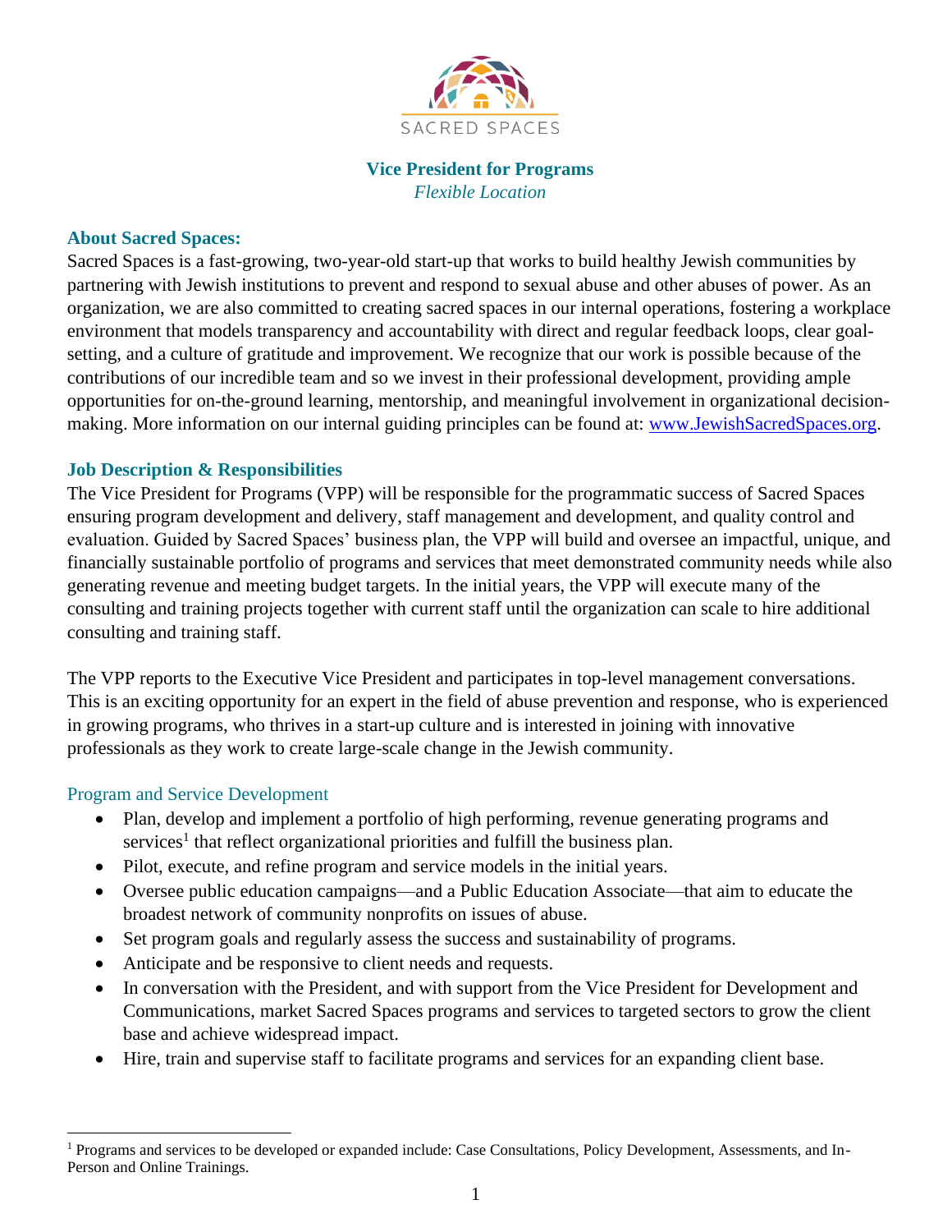SACRED SPACES

# Vice President for Programs

*Flexible Location*

## About Sacred Spaces:

Sacred Spaces is a fast-growing, two-year-old start-up that works to build healthy Jewish communities by partnering with Jewish institutions to prevent and respond to sexual abuse and other abuses of power. As an organization, we are also committed to creating sacred spaces in our internal operations, fostering a workplace environment that models transparency and accountability with direct and regular feedback loops, clear goal-setting, and a culture of gratitude and improvement. We recognize that our work is possible because of the contributions of our incredible team and so we invest in their professional development, providing ample opportunities for on-the-ground learning, mentorship, and meaningful involvement in organizational decision-making. More information on our internal guiding principles can be found at: [www.JewishSacredSpaces.org](http://www.JewishSacredSpaces.org).

## Job Description & Responsibilities

The Vice President for Programs (VPP) will be responsible for the programmatic success of Sacred Spaces ensuring program development and delivery, staff management and development, and quality control and evaluation. Guided by Sacred Spaces' business plan, the VPP will build and oversee an impactful, unique, and financially sustainable portfolio of programs and services that meet demonstrated community needs while also generating revenue and meeting budget targets. In the initial years, the VPP will execute many of the consulting and training projects together with current staff until the organization can scale to hire additional consulting and training staff.

The VPP reports to the Executive Vice President and participates in top-level management conversations. This is an exciting opportunity for an expert in the field of abuse prevention and response, who is experienced in growing programs, who thrives in a start-up culture and is interested in joining with innovative professionals as they work to create large-scale change in the Jewish community.

### Program and Service Development

- Plan, develop and implement a portfolio of high performing, revenue generating programs and services[1] that reflect organizational priorities and fulfill the business plan.
- Pilot, execute, and refine program and service models in the initial years.
- Oversee public education campaigns—and a Public Education Associate—that aim to educate the broadest network of community nonprofits on issues of abuse.
- Set program goals and regularly assess the success and sustainability of programs.
- Anticipate and be responsive to client needs and requests.
- In conversation with the President, and with support from the Vice President for Development and Communications, market Sacred Spaces programs and services to targeted sectors to grow the client base and achieve widespread impact.
- Hire, train and supervise staff to facilitate programs and services for an expanding client base.

---

[1] Programs and services to be developed or expanded include: Case Consultations, Policy Development, Assessments, and In-Person and Online Trainings.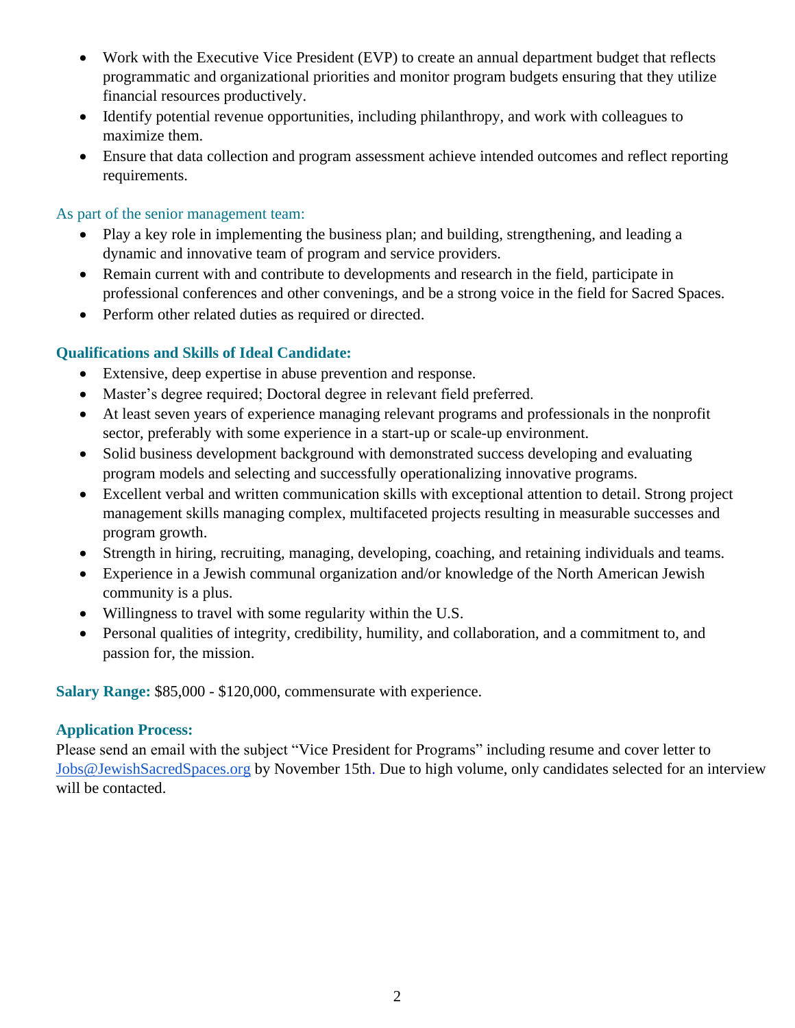- Work with the Executive Vice President (EVP) to create an annual department budget that reflects programmatic and organizational priorities and monitor program budgets ensuring that they utilize financial resources productively.
- Identify potential revenue opportunities, including philanthropy, and work with colleagues to maximize them.
- Ensure that data collection and program assessment achieve intended outcomes and reflect reporting requirements.

As part of the senior management team:

- Play a key role in implementing the business plan; and building, strengthening, and leading a dynamic and innovative team of program and service providers.
- Remain current with and contribute to developments and research in the field, participate in professional conferences and other convenings, and be a strong voice in the field for Sacred Spaces.
- Perform other related duties as required or directed.

**Qualifications and Skills of Ideal Candidate:**

- Extensive, deep expertise in abuse prevention and response.
- Master's degree required; Doctoral degree in relevant field preferred.
- At least seven years of experience managing relevant programs and professionals in the nonprofit sector, preferably with some experience in a start-up or scale-up environment.
- Solid business development background with demonstrated success developing and evaluating program models and selecting and successfully operationalizing innovative programs.
- Excellent verbal and written communication skills with exceptional attention to detail. Strong project management skills managing complex, multifaceted projects resulting in measurable successes and program growth.
- Strength in hiring, recruiting, managing, developing, coaching, and retaining individuals and teams.
- Experience in a Jewish communal organization and/or knowledge of the North American Jewish community is a plus.
- Willingness to travel with some regularity within the U.S.
- Personal qualities of integrity, credibility, humility, and collaboration, and a commitment to, and passion for, the mission.

**Salary Range:** $85,000 - $120,000, commensurate with experience.

**Application Process:**

Please send an email with the subject "Vice President for Programs" including resume and cover letter to Jobs@JewishSacredSpaces.org by November 15th. Due to high volume, only candidates selected for an interview will be contacted.